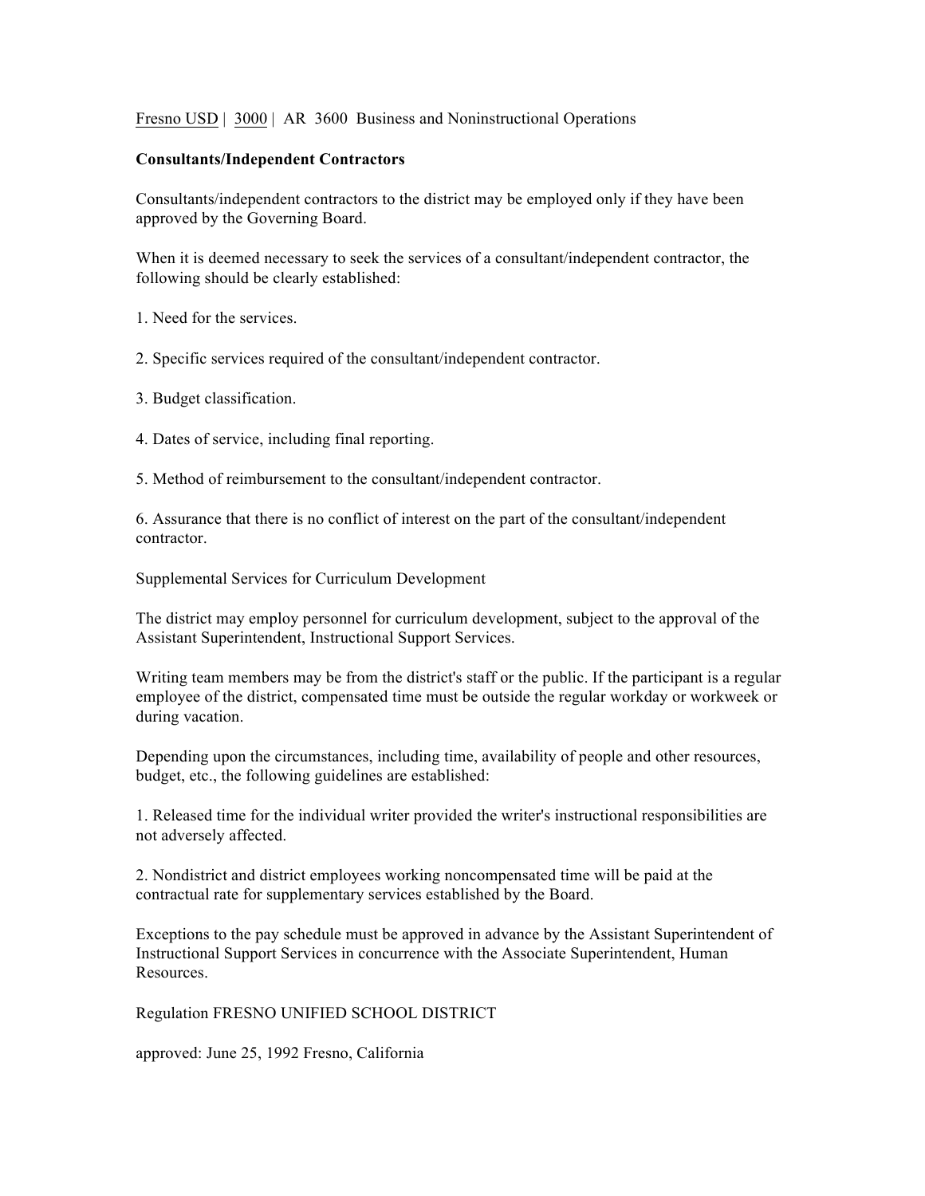Fresno USD | 3000 | AR 3600 Business and Noninstructional Operations

**Consultants/Independent Contractors**

Consultants/independent contractors to the district may be employed only if they have been approved by the Governing Board.

When it is deemed necessary to seek the services of a consultant/independent contractor, the following should be clearly established:

1. Need for the services.

2. Specific services required of the consultant/independent contractor.

3. Budget classification.

4. Dates of service, including final reporting.

5. Method of reimbursement to the consultant/independent contractor.

6. Assurance that there is no conflict of interest on the part of the consultant/independent contractor.

Supplemental Services for Curriculum Development

The district may employ personnel for curriculum development, subject to the approval of the Assistant Superintendent, Instructional Support Services.

Writing team members may be from the district's staff or the public. If the participant is a regular employee of the district, compensated time must be outside the regular workday or workweek or during vacation.

Depending upon the circumstances, including time, availability of people and other resources, budget, etc., the following guidelines are established:

1. Released time for the individual writer provided the writer's instructional responsibilities are not adversely affected.

2. Nondistrict and district employees working noncompensated time will be paid at the contractual rate for supplementary services established by the Board.

Exceptions to the pay schedule must be approved in advance by the Assistant Superintendent of Instructional Support Services in concurrence with the Associate Superintendent, Human Resources.

Regulation FRESNO UNIFIED SCHOOL DISTRICT

approved: June 25, 1992 Fresno, California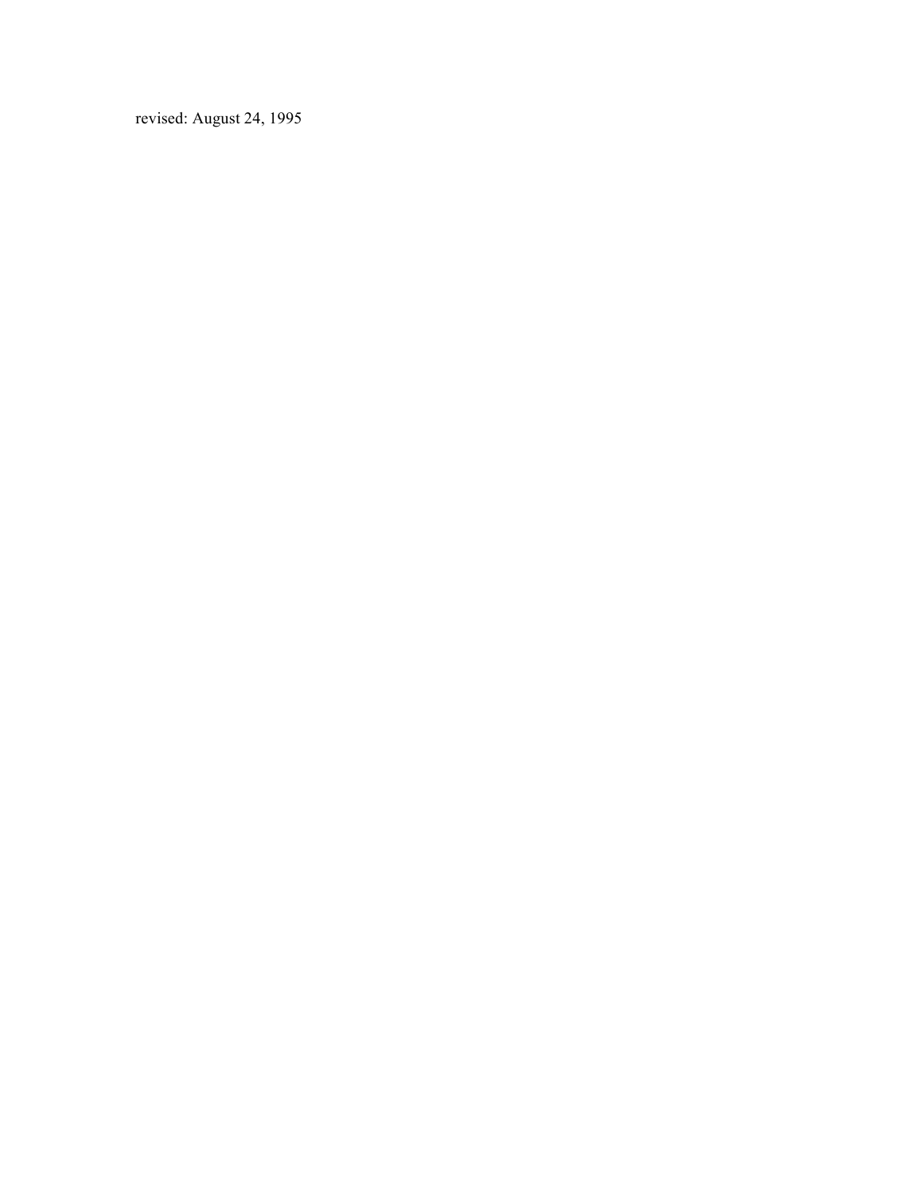revised: August 24, 1995